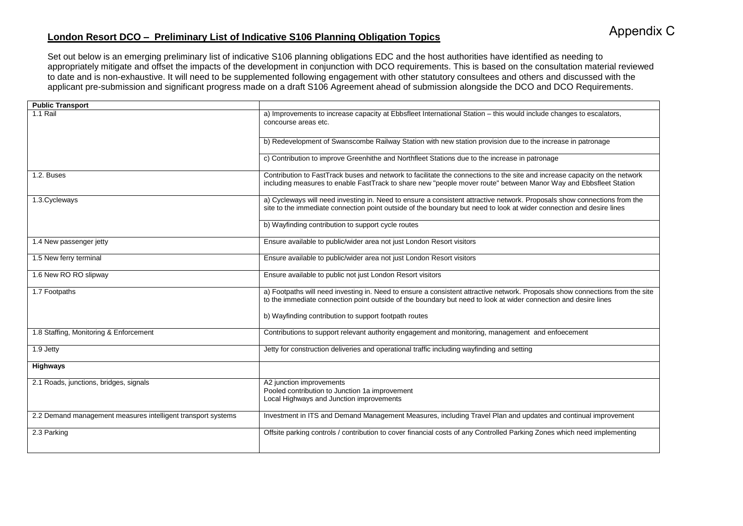Appendix C

# London Resort DCO – Preliminary List of Indicative S106 Planning Obligation Topics

Set out below is an emerging preliminary list of indicative S106 planning obligations EDC and the host authorities have identified as needing to appropriately mitigate and offset the impacts of the development in conjunction with DCO requirements. This is based on the consultation material reviewed to date and is non-exhaustive. It will need to be supplemented following engagement with other statutory consultees and others and discussed with the applicant pre-submission and significant progress made on a draft S106 Agreement ahead of submission alongside the DCO and DCO Requirements.

| **Public Transport** | |
|---|---|
| 1.1 Rail | a) Improvements to increase capacity at Ebbsfleet International Station – this would include changes to escalators, concourse areas etc. |
| | b) Redevelopment of Swanscombe Railway Station with new station provision due to the increase in patronage |
| | c) Contribution to improve Greenhithe and Northfleet Stations due to the increase in patronage |
| 1.2. Buses | Contribution to FastTrack buses and network to facilitate the connections to the site and increase capacity on the network including measures to enable FastTrack to share new "people mover route" between Manor Way and Ebbsfleet Station |
| 1.3.Cycleways | a) Cycleways will need investing in. Need to ensure a consistent attractive network. Proposals show connections from the site to the immediate connection point outside of the boundary but need to look at wider connection and desire lines |
| | b) Wayfinding contribution to support cycle routes |
| 1.4 New passenger jetty | Ensure available to public/wider area not just London Resort visitors |
| 1.5 New ferry terminal | Ensure available to public/wider area not just London Resort visitors |
| 1.6 New RO RO slipway | Ensure available to public not just London Resort visitors |
| 1.7 Footpaths | a) Footpaths will need investing in. Need to ensure a consistent attractive network. Proposals show connections from the site to the immediate connection point outside of the boundary but need to look at wider connection and desire lines<br><br>b) Wayfinding contribution to support footpath routes |
| 1.8 Staffing, Monitoring & Enforcement | Contributions to support relevant authority engagement and monitoring, management and enfoecement |
| 1.9 Jetty | Jetty for construction deliveries and operational traffic including wayfinding and setting |
| **Highways** | |
| 2.1 Roads, junctions, bridges, signals | A2 junction improvements<br>Pooled contribution to Junction 1a improvement<br>Local Highways and Junction improvements |
| 2.2 Demand management measures intelligent transport systems | Investment in ITS and Demand Management Measures, including Travel Plan and updates and continual improvement |
| 2.3 Parking | Offsite parking controls / contribution to cover financial costs of any Controlled Parking Zones which need implementing |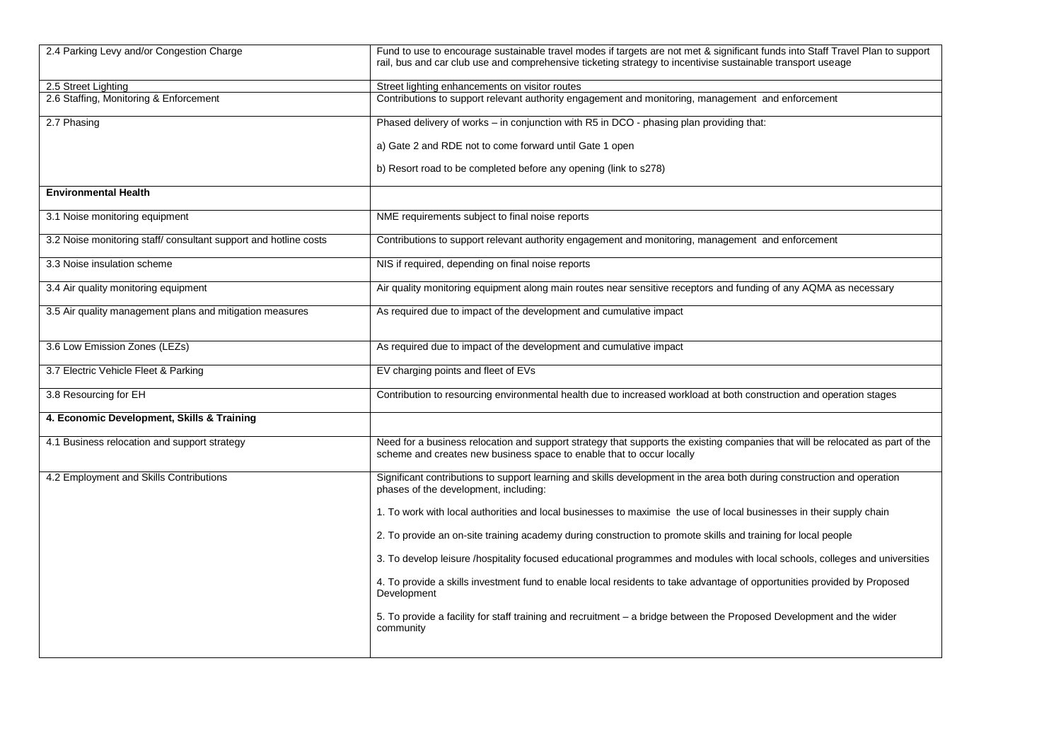| | |
|---|---|
| 2.4 Parking Levy and/or Congestion Charge | Fund to use to encourage sustainable travel modes if targets are not met & significant funds into Staff Travel Plan to support rail, bus and car club use and comprehensive ticketing strategy to incentivise sustainable transport useage |
| 2.5 Street Lighting | Street lighting enhancements on visitor routes |
| 2.6 Staffing, Monitoring & Enforcement | Contributions to support relevant authority engagement and monitoring, management and enforcement |
| 2.7 Phasing | Phased delivery of works – in conjunction with R5 in DCO - phasing plan providing that:<br><br>a) Gate 2 and RDE not to come forward until Gate 1 open<br><br>b) Resort road to be completed before any opening (link to s278) |
| **Environmental Health** | |
| 3.1 Noise monitoring equipment | NME requirements subject to final noise reports |
| 3.2 Noise monitoring staff/ consultant support and hotline costs | Contributions to support relevant authority engagement and monitoring, management and enforcement |
| 3.3 Noise insulation scheme | NIS if required, depending on final noise reports |
| 3.4 Air quality monitoring equipment | Air quality monitoring equipment along main routes near sensitive receptors and funding of any AQMA as necessary |
| 3.5 Air quality management plans and mitigation measures | As required due to impact of the development and cumulative impact |
| 3.6 Low Emission Zones (LEZs) | As required due to impact of the development and cumulative impact |
| 3.7 Electric Vehicle Fleet & Parking | EV charging points and fleet of EVs |
| 3.8 Resourcing for EH | Contribution to resourcing environmental health due to increased workload at both construction and operation stages |
| **4. Economic Development, Skills & Training** | |
| 4.1 Business relocation and support strategy | Need for a business relocation and support strategy that supports the existing companies that will be relocated as part of the scheme and creates new business space to enable that to occur locally |
| 4.2 Employment and Skills Contributions | Significant contributions to support learning and skills development in the area both during construction and operation phases of the development, including:<br><br>1. To work with local authorities and local businesses to maximise the use of local businesses in their supply chain<br><br>2. To provide an on-site training academy during construction to promote skills and training for local people<br><br>3. To develop leisure /hospitality focused educational programmes and modules with local schools, colleges and universities<br><br>4. To provide a skills investment fund to enable local residents to take advantage of opportunities provided by Proposed Development<br><br>5. To provide a facility for staff training and recruitment – a bridge between the Proposed Development and the wider community |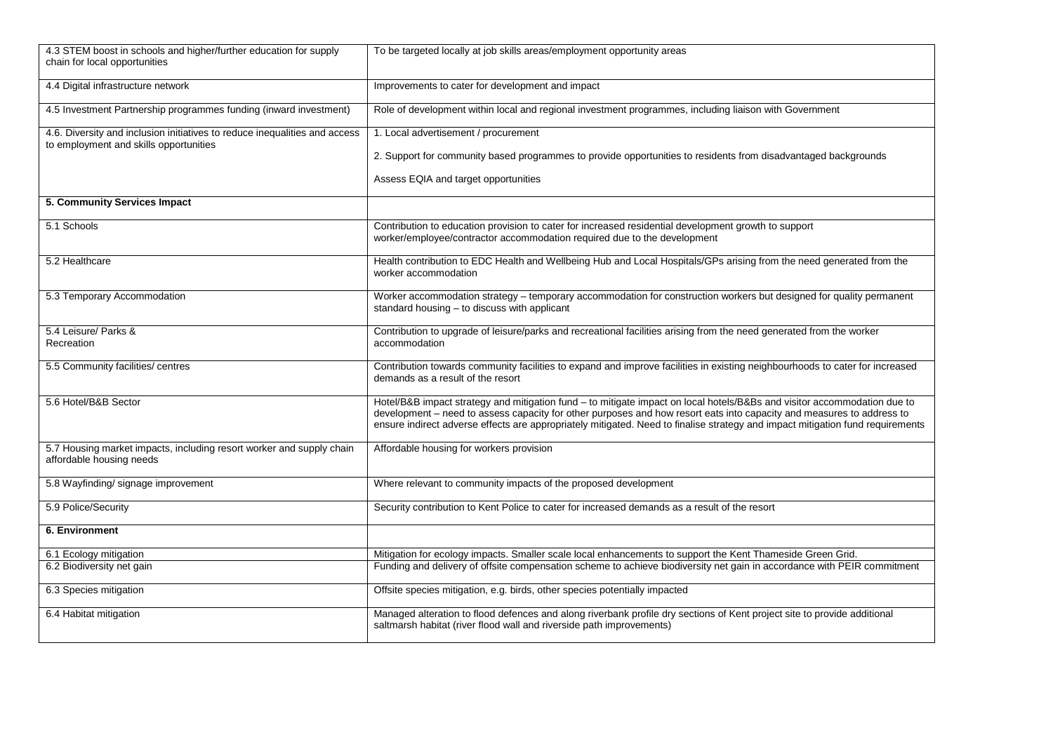| | |
|---|---|
| 4.3 STEM boost in schools and higher/further education for supply chain for local opportunities | To be targeted locally at job skills areas/employment opportunity areas |
| 4.4 Digital infrastructure network | Improvements to cater for development and impact |
| 4.5 Investment Partnership programmes funding (inward investment) | Role of development within local and regional investment programmes, including liaison with Government |
| 4.6. Diversity and inclusion initiatives to reduce inequalities and access to employment and skills opportunities | 1. Local advertisement / procurement<br><br>2. Support for community based programmes to provide opportunities to residents from disadvantaged backgrounds<br><br>Assess EQIA and target opportunities |
| **5. Community Services Impact** | |
| 5.1 Schools | Contribution to education provision to cater for increased residential development growth to support worker/employee/contractor accommodation required due to the development |
| 5.2 Healthcare | Health contribution to EDC Health and Wellbeing Hub and Local Hospitals/GPs arising from the need generated from the worker accommodation |
| 5.3 Temporary Accommodation | Worker accommodation strategy – temporary accommodation for construction workers but designed for quality permanent standard housing – to discuss with applicant |
| 5.4 Leisure/ Parks & Recreation | Contribution to upgrade of leisure/parks and recreational facilities arising from the need generated from the worker accommodation |
| 5.5 Community facilities/ centres | Contribution towards community facilities to expand and improve facilities in existing neighbourhoods to cater for increased demands as a result of the resort |
| 5.6 Hotel/B&B Sector | Hotel/B&B impact strategy and mitigation fund – to mitigate impact on local hotels/B&Bs and visitor accommodation due to development – need to assess capacity for other purposes and how resort eats into capacity and measures to address to ensure indirect adverse effects are appropriately mitigated. Need to finalise strategy and impact mitigation fund requirements |
| 5.7 Housing market impacts, including resort worker and supply chain affordable housing needs | Affordable housing for workers provision |
| 5.8 Wayfinding/ signage improvement | Where relevant to community impacts of the proposed development |
| 5.9 Police/Security | Security contribution to Kent Police to cater for increased demands as a result of the resort |
| **6. Environment** | |
| 6.1 Ecology mitigation | Mitigation for ecology impacts. Smaller scale local enhancements to support the Kent Thameside Green Grid. |
| 6.2 Biodiversity net gain | Funding and delivery of offsite compensation scheme to achieve biodiversity net gain in accordance with PEIR commitment |
| 6.3 Species mitigation | Offsite species mitigation, e.g. birds, other species potentially impacted |
| 6.4 Habitat mitigation | Managed alteration to flood defences and along riverbank profile dry sections of Kent project site to provide additional saltmarsh habitat (river flood wall and riverside path improvements) |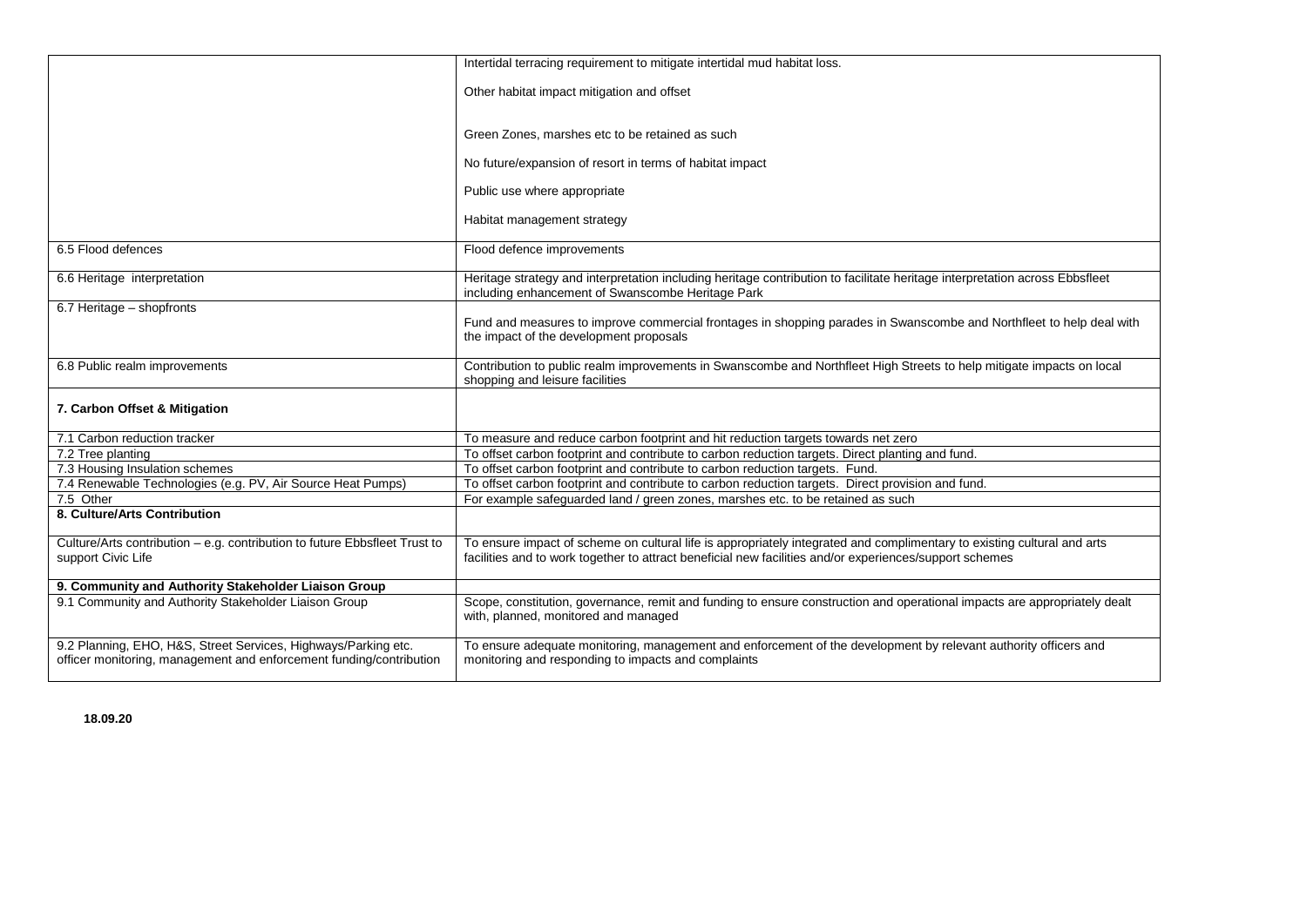| | |
|---|---|
| | Intertidal terracing requirement to mitigate intertidal mud habitat loss.<br><br>Other habitat impact mitigation and offset<br><br>Green Zones, marshes etc to be retained as such<br><br>No future/expansion of resort in terms of habitat impact<br><br>Public use where appropriate<br><br>Habitat management strategy |
| 6.5 Flood defences | Flood defence improvements |
| 6.6 Heritage interpretation | Heritage strategy and interpretation including heritage contribution to facilitate heritage interpretation across Ebbsfleet including enhancement of Swanscombe Heritage Park |
| 6.7 Heritage – shopfronts | Fund and measures to improve commercial frontages in shopping parades in Swanscombe and Northfleet to help deal with the impact of the development proposals |
| 6.8 Public realm improvements | Contribution to public realm improvements in Swanscombe and Northfleet High Streets to help mitigate impacts on local shopping and leisure facilities |
| **7. Carbon Offset & Mitigation** | |
| 7.1 Carbon reduction tracker | To measure and reduce carbon footprint and hit reduction targets towards net zero |
| 7.2 Tree planting | To offset carbon footprint and contribute to carbon reduction targets. Direct planting and fund. |
| 7.3 Housing Insulation schemes | To offset carbon footprint and contribute to carbon reduction targets. Fund. |
| 7.4 Renewable Technologies (e.g. PV, Air Source Heat Pumps) | To offset carbon footprint and contribute to carbon reduction targets. Direct provision and fund. |
| 7.5 Other | For example safeguarded land / green zones, marshes etc. to be retained as such |
| **8. Culture/Arts Contribution** | |
| Culture/Arts contribution – e.g. contribution to future Ebbsfleet Trust to support Civic Life | To ensure impact of scheme on cultural life is appropriately integrated and complimentary to existing cultural and arts facilities and to work together to attract beneficial new facilities and/or experiences/support schemes |
| **9. Community and Authority Stakeholder Liaison Group** | |
| 9.1 Community and Authority Stakeholder Liaison Group | Scope, constitution, governance, remit and funding to ensure construction and operational impacts are appropriately dealt with, planned, monitored and managed |
| 9.2 Planning, EHO, H&S, Street Services, Highways/Parking etc. officer monitoring, management and enforcement funding/contribution | To ensure adequate monitoring, management and enforcement of the development by relevant authority officers and monitoring and responding to impacts and complaints |

**18.09.20**